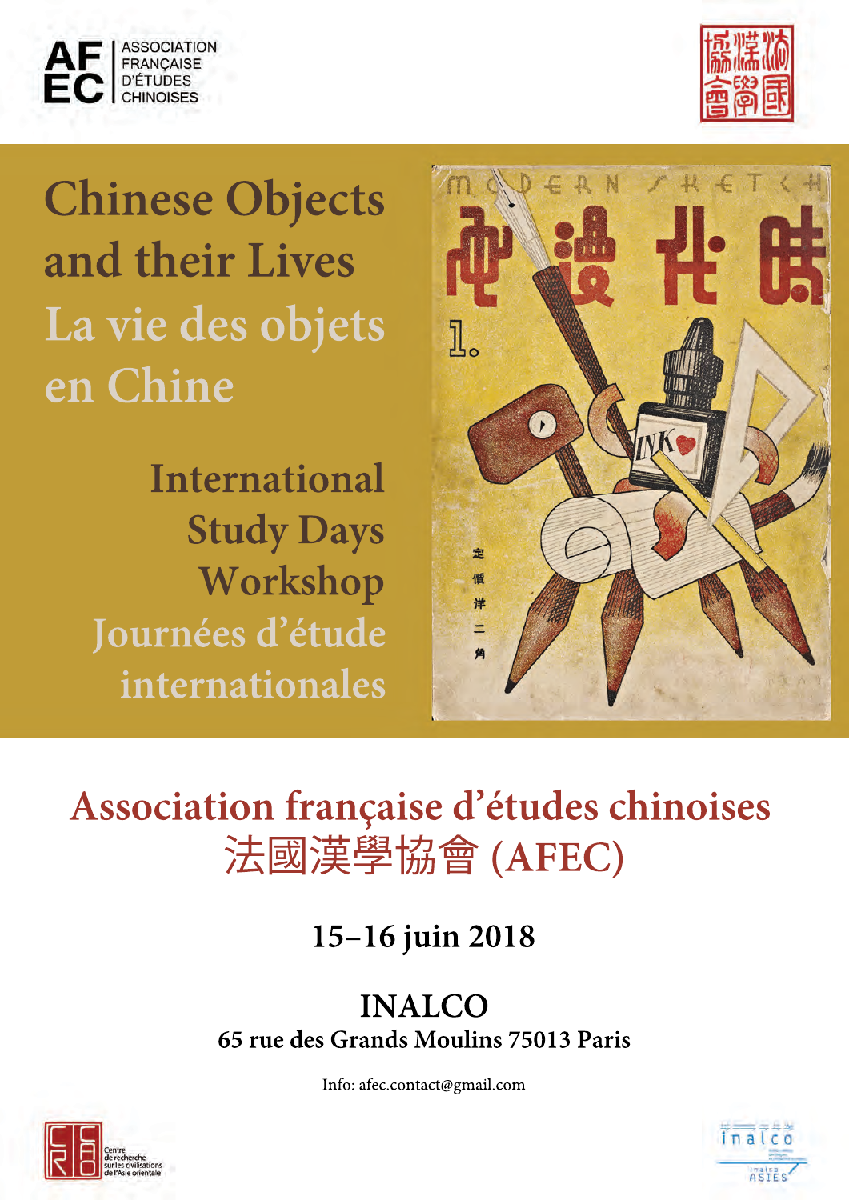AF EC ASSOCIATION FRANÇAISE D'ÉTUDES CHINOISES

# Chinese Objects and their Lives

# La vie des objets en Chine

## International Study Days Workshop

## Journées d'étude internationales

## Association française d'études chinoises
## 法國漢學協會 (AFEC)

**15–16 juin 2018**

**INALCO**
**65 rue des Grands Moulins 75013 Paris**

Info: afec.contact@gmail.com

Centre de recherche sur les civilisations de l'Asie orientale

inalco ASIES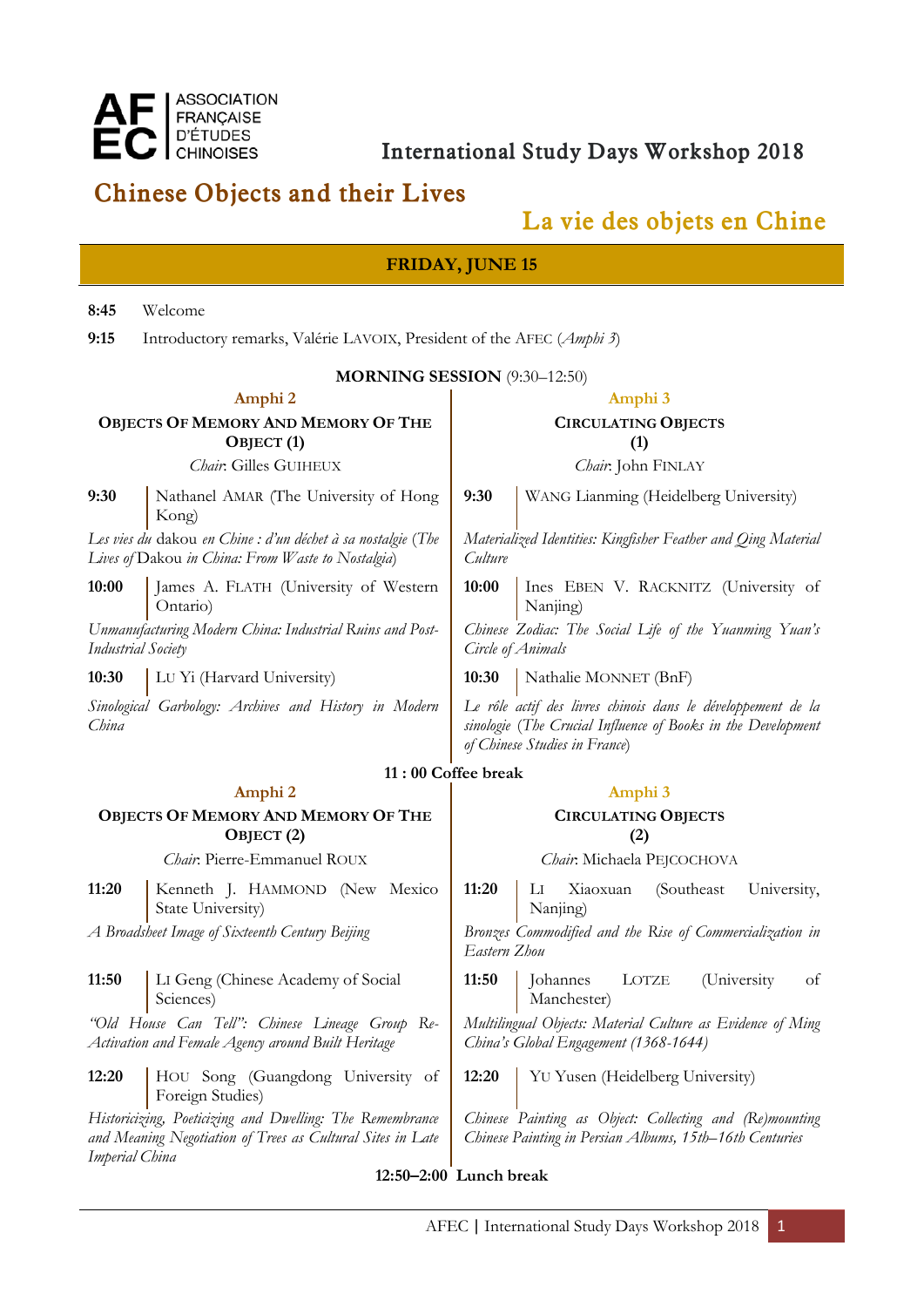ASSOCIATION FRANÇAISE D'ÉTUDES CHINOISES

International Study Days Workshop 2018

# Chinese Objects and their Lives

# La vie des objets en Chine

## FRIDAY, JUNE 15

**8:45** Welcome

**9:15** Introductory remarks, Valérie LAVOIX, President of the AFEC (*Amphi 3*)

### MORNING SESSION (9:30–12:50)

#### Amphi 2

**OBJECTS OF MEMORY AND MEMORY OF THE OBJECT (1)**

*Chair*: Gilles GUIHEUX

**9:30** Nathanel AMAR (The University of Hong Kong)

*Les vies du* dakou *en Chine : d'un déchet à sa nostalgie* (*The Lives of* Dakou *in China: From Waste to Nostalgia*)

**10:00** James A. FLATH (University of Western Ontario)

*Unmanufacturing Modern China: Industrial Ruins and Post-Industrial Society*

**10:30** LU Yi (Harvard University)

*Sinological Garbology: Archives and History in Modern China*

#### Amphi 3

**CIRCULATING OBJECTS (1)**

*Chair*: John FINLAY

**9:30** WANG Lianming (Heidelberg University)

*Materialized Identities: Kingfisher Feather and Qing Material Culture*

**10:00** Ines EBEN V. RACKNITZ (University of Nanjing)

*Chinese Zodiac: The Social Life of the Yuanming Yuan's Circle of Animals*

**10:30** Nathalie MONNET (BnF)

*Le rôle actif des livres chinois dans le développement de la sinologie* (*The Crucial Influence of Books in the Development of Chinese Studies in France*)

**11 : 00 Coffee break**

#### Amphi 2

**OBJECTS OF MEMORY AND MEMORY OF THE OBJECT (2)**

*Chair*: Pierre-Emmanuel ROUX

**11:20** Kenneth J. HAMMOND (New Mexico State University)

*A Broadsheet Image of Sixteenth Century Beijing*

**11:50** LI Geng (Chinese Academy of Social Sciences)

*"Old House Can Tell": Chinese Lineage Group Re-Activation and Female Agency around Built Heritage*

**12:20** HOU Song (Guangdong University of Foreign Studies)

*Historicizing, Poeticizing and Dwelling: The Remembrance and Meaning Negotiation of Trees as Cultural Sites in Late Imperial China*

#### Amphi 3

**CIRCULATING OBJECTS (2)**

*Chair*: Michaela PEJCOCHOVA

**11:20** LI Xiaoxuan (Southeast University, Nanjing)

*Bronzes Commodified and the Rise of Commercialization in Eastern Zhou*

**11:50** Johannes LOTZE (University of Manchester)

*Multilingual Objects: Material Culture as Evidence of Ming China's Global Engagement (1368-1644)*

**12:20** YU Yusen (Heidelberg University)

*Chinese Painting as Object: Collecting and (Re)mounting Chinese Painting in Persian Albums, 15th–16th Centuries*

**12:50–2:00 Lunch break**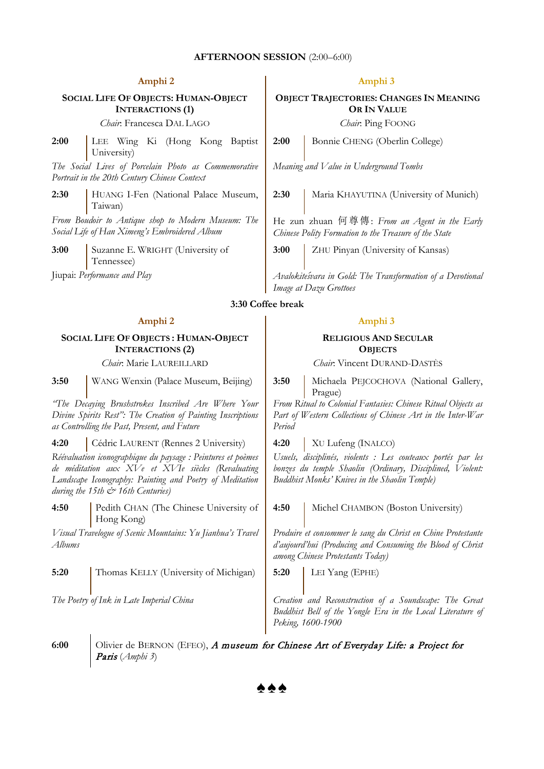## AFTERNOON SESSION (2:00–6:00)

### Amphi 2

#### SOCIAL LIFE OF OBJECTS: HUMAN-OBJECT INTERACTIONS (1)

*Chair*: Francesca DAL LAGO

**2:00** LEE Wing Ki (Hong Kong Baptist University)

*The Social Lives of Porcelain Photo as Commemorative Portrait in the 20th Century Chinese Context*

**2:30** HUANG I-Fen (National Palace Museum, Taiwan)

*From Boudoir to Antique shop to Modern Museum: The Social Life of Han Ximeng's Embroidered Album*

**3:00** Suzanne E. WRIGHT (University of Tennessee)

Jiupai: *Performance and Play*

### Amphi 3

#### OBJECT TRAJECTORIES: CHANGES IN MEANING OR IN VALUE

*Chair*: Ping FOONG

**2:00** Bonnie CHENG (Oberlin College)

*Meaning and Value in Underground Tombs*

**2:30** Maria KHAYUTINA (University of Munich)

He zun zhuan 何尊傳: *From an Agent in the Early Chinese Polity Formation to the Treasure of the State*

**3:00** ZHU Pinyan (University of Kansas)

*Avalokiteśvara in Gold: The Transformation of a Devotional Image at Dazu Grottoes*

**3:30 Coffee break**

### Amphi 2

#### SOCIAL LIFE OF OBJECTS : HUMAN-OBJECT INTERACTIONS (2)

*Chair*: Marie LAUREILLARD

**3:50** WANG Wenxin (Palace Museum, Beijing)

*"The Decaying Brushstrokes Inscribed Are Where Your Divine Spirits Rest": The Creation of Painting Inscriptions as Controlling the Past, Present, and Future*

**4:20** Cédric LAURENT (Rennes 2 University)

*Réévaluation iconographique du paysage : Peintures et poèmes de méditation aux XVe et XVIe siècles (Revaluating Landscape Iconography: Painting and Poetry of Meditation during the 15th & 16th Centuries)*

**4:50** Pedith CHAN (The Chinese University of Hong Kong)

*Visual Travelogue of Scenic Mountains: Yu Jianhua's Travel Albums*

**5:20** Thomas KELLY (University of Michigan)

*The Poetry of Ink in Late Imperial China*

### Amphi 3

#### RELIGIOUS AND SECULAR OBJECTS

*Chair*: Vincent DURAND-DASTÈS

**3:50** Michaela PEJCOCHOVA (National Gallery, Prague)

*From Ritual to Colonial Fantasies: Chinese Ritual Objects as Part of Western Collections of Chinese Art in the Inter-War Period*

**4:20** XU Lufeng (INALCO)

*Usuels, disciplinés, violents : Les couteaux portés par les bonzes du temple Shaolin (Ordinary, Disciplined, Violent: Buddhist Monks' Knives in the Shaolin Temple)*

**4:50** Michel CHAMBON (Boston University)

*Produire et consommer le sang du Christ en Chine Protestante d'aujourd'hui (Producing and Consuming the Blood of Christ among Chinese Protestants Today)*

**5:20** LEI Yang (EPHE)

*Creation and Reconstruction of a Soundscape: The Great Buddhist Bell of the Yongle Era in the Local Literature of Peking, 1600-1900*

**6:00** Olivier de BERNON (EFEO), ***A museum for Chinese Art of Everyday Life: a Project for Paris*** (*Amphi 3*)

♠♠♠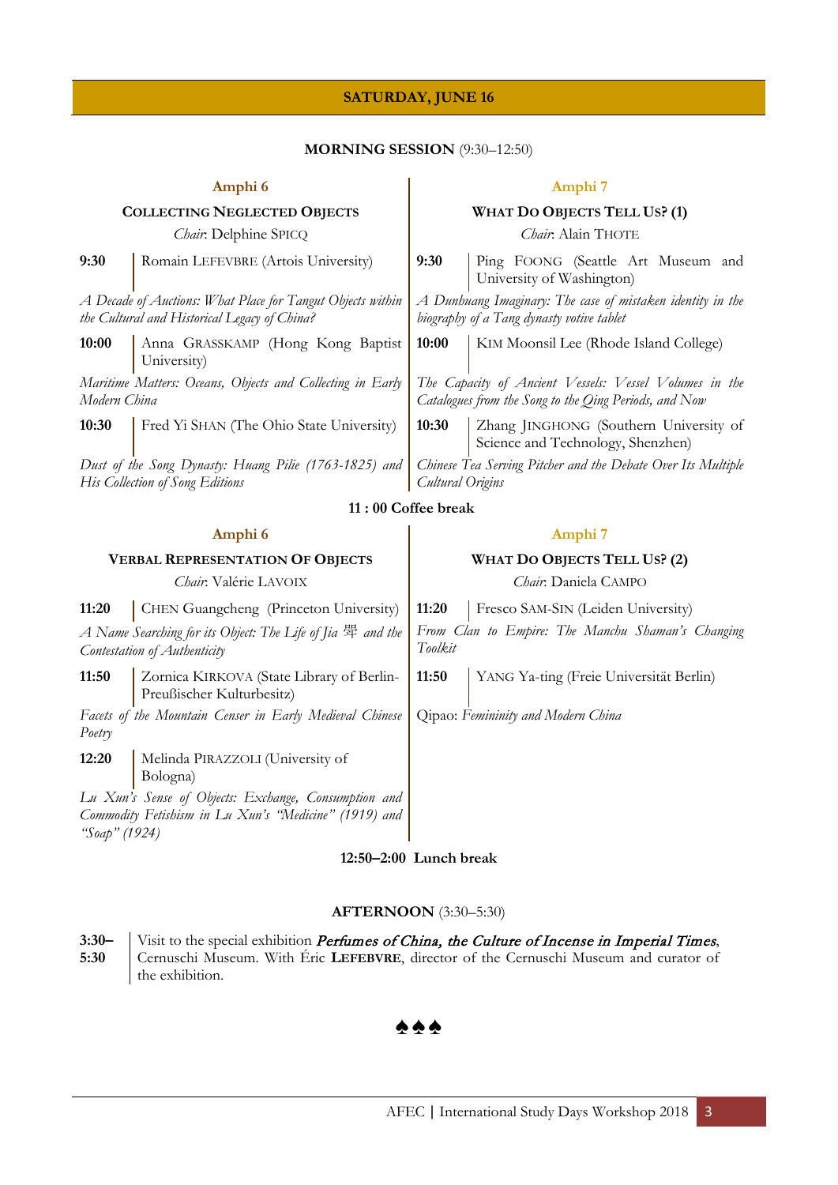## SATURDAY, JUNE 16

### MORNING SESSION (9:30–12:50)

#### Amphi 6

**COLLECTING NEGLECTED OBJECTS**

*Chair*: Delphine SPICQ

**9:30** Romain LEFEVBRE (Artois University)

*A Decade of Auctions: What Place for Tangut Objects within the Cultural and Historical Legacy of China?*

**10:00** Anna GRASSKAMP (Hong Kong Baptist University)

*Maritime Matters: Oceans, Objects and Collecting in Early Modern China*

**10:30** Fred Yi SHAN (The Ohio State University)

*Dust of the Song Dynasty: Huang Pilie (1763-1825) and His Collection of Song Editions*

#### Amphi 7

**WHAT DO OBJECTS TELL US? (1)**

*Chair*: Alain THOTE

**9:30** Ping FOONG (Seattle Art Museum and University of Washington)

*A Dunhuang Imaginary: The case of mistaken identity in the biography of a Tang dynasty votive tablet*

**10:00** KIM Moonsil Lee (Rhode Island College)

*The Capacity of Ancient Vessels: Vessel Volumes in the Catalogues from the Song to the Qing Periods, and Now*

**10:30** Zhang JINGHONG (Southern University of Science and Technology, Shenzhen)

*Chinese Tea Serving Pitcher and the Debate Over Its Multiple Cultural Origins*

**11 : 00 Coffee break**

#### Amphi 6

**VERBAL REPRESENTATION OF OBJECTS**

*Chair*: Valérie LAVOIX

**11:20** CHEN Guangcheng (Princeton University)

*A Name Searching for its Object: The Life of Jia* 斝 *and the Contestation of Authenticity*

**11:50** Zornica KIRKOVA (State Library of Berlin-Preußischer Kulturbesitz)

*Facets of the Mountain Censer in Early Medieval Chinese Poetry*

**12:20** Melinda PIRAZZOLI (University of Bologna)

*Lu Xun's Sense of Objects: Exchange, Consumption and Commodity Fetishism in Lu Xun's "Medicine" (1919) and "Soap" (1924)*

#### Amphi 7

**WHAT DO OBJECTS TELL US? (2)**

*Chair*: Daniela CAMPO

**11:20** Fresco SAM-SIN (Leiden University)

*From Clan to Empire: The Manchu Shaman's Changing Toolkit*

**11:50** YANG Ya-ting (Freie Universität Berlin)

Qipao: *Femininity and Modern China*

**12:50–2:00 Lunch break**

### AFTERNOON (3:30–5:30)

**3:30–5:30** Visit to the special exhibition *Perfumes of China, the Culture of Incense in Imperial Times*, Cernuschi Museum. With Éric **LEFEBVRE**, director of the Cernuschi Museum and curator of the exhibition.

♠♠♠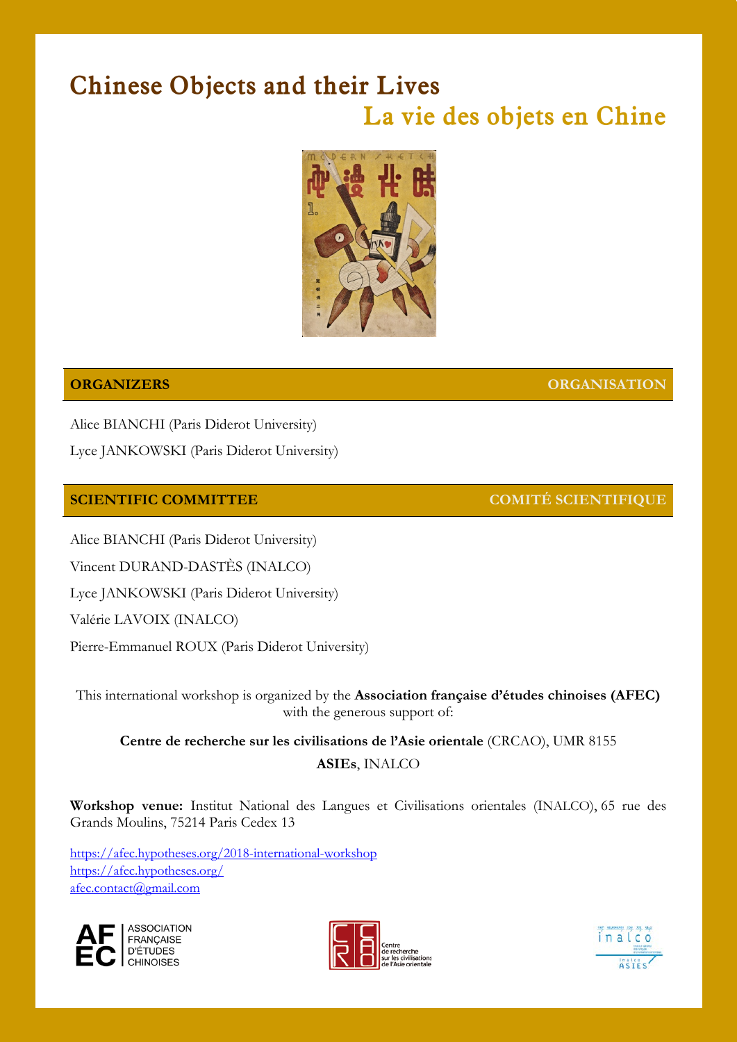# Chinese Objects and their Lives

# La vie des objets en Chine

## ORGANIZERS — ORGANISATION

Alice BIANCHI (Paris Diderot University)

Lyce JANKOWSKI (Paris Diderot University)

## SCIENTIFIC COMMITTEE — COMITÉ SCIENTIFIQUE

Alice BIANCHI (Paris Diderot University)

Vincent DURAND-DASTÈS (INALCO)

Lyce JANKOWSKI (Paris Diderot University)

Valérie LAVOIX (INALCO)

Pierre-Emmanuel ROUX (Paris Diderot University)

This international workshop is organized by the **Association française d'études chinoises (AFEC)** with the generous support of:

**Centre de recherche sur les civilisations de l'Asie orientale** (CRCAO), UMR 8155

**ASIEs**, INALCO

**Workshop venue:** Institut National des Langues et Civilisations orientales (INALCO), 65 rue des Grands Moulins, 75214 Paris Cedex 13

https://afec.hypotheses.org/2018-international-workshop
https://afec.hypotheses.org/
afec.contact@gmail.com

AFEC ASSOCIATION FRANÇAISE D'ÉTUDES CHINOISES

CRCAO Centre de recherche sur les civilisations de l'Asie orientale

inalco ASIES